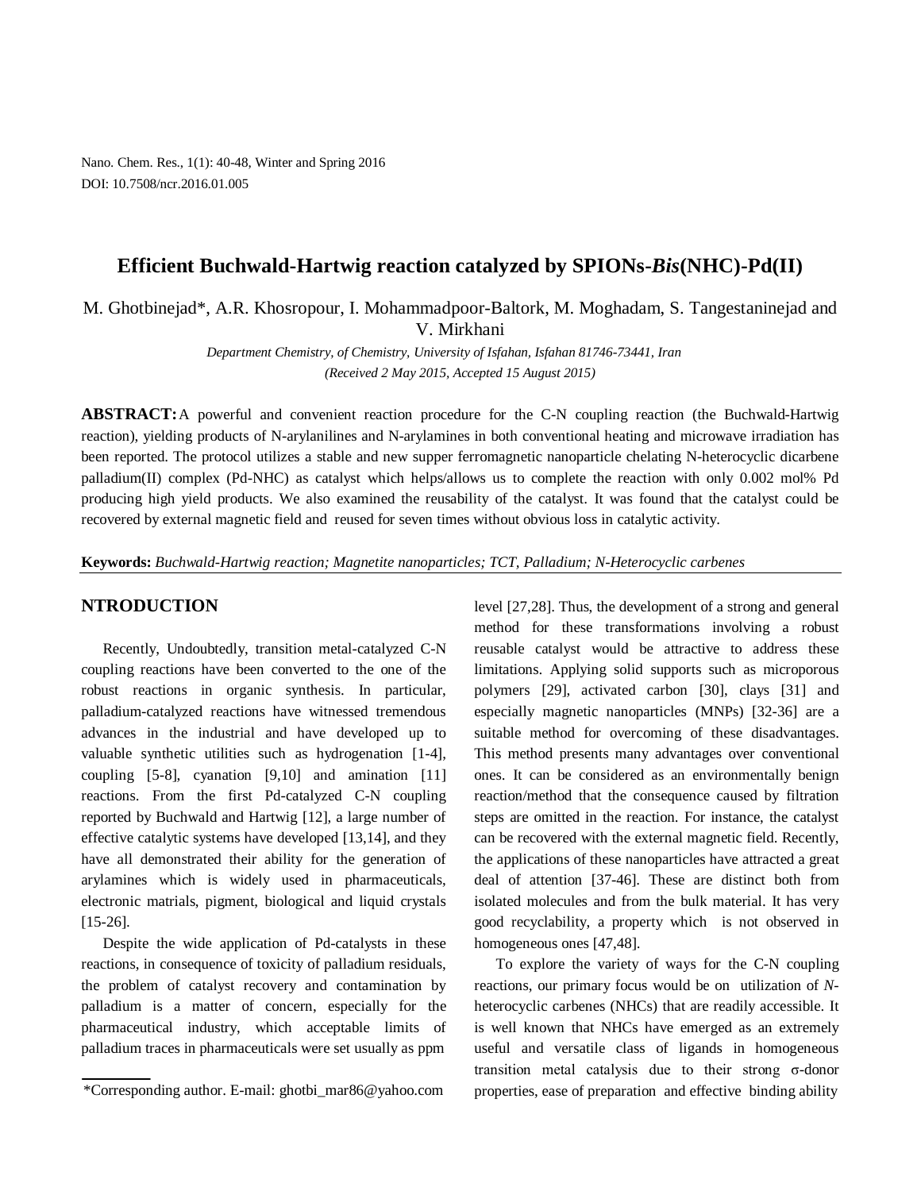# Efficient Buchwald-Hartwig reaction catalyzed by SPIONs-*Bis*(NHC)-Pd(II)

M. Ghotbinejad*, A.R. Khosropour, I. Mohammadpoor-Baltork, M. Moghadam, S. Tangestaninejad and V. Mirkhani

*Department Chemistry, of Chemistry, University of Isfahan, Isfahan 81746-73441, Iran*

*(Received 2 May 2015, Accepted 15 August 2015)*

**ABSTRACT:** A powerful and convenient reaction procedure for the C-N coupling reaction (the Buchwald-Hartwig reaction), yielding products of N-arylanilines and N-arylamines in both conventional heating and microwave irradiation has been reported. The protocol utilizes a stable and new supper ferromagnetic nanoparticle chelating N-heterocyclic dicarbene palladium(II) complex (Pd-NHC) as catalyst which helps/allows us to complete the reaction with only 0.002 mol% Pd producing high yield products. We also examined the reusability of the catalyst. It was found that the catalyst could be recovered by external magnetic field and reused for seven times without obvious loss in catalytic activity.

**Keywords:** *Buchwald-Hartwig reaction; Magnetite nanoparticles; TCT, Palladium; N-Heterocyclic carbenes*

## NTRODUCTION

Recently, Undoubtedly, transition metal-catalyzed C-N coupling reactions have been converted to the one of the robust reactions in organic synthesis. In particular, palladium-catalyzed reactions have witnessed tremendous advances in the industrial and have developed up to valuable synthetic utilities such as hydrogenation [1-4], coupling [5-8], cyanation [9,10] and amination [11] reactions. From the first Pd-catalyzed C-N coupling reported by Buchwald and Hartwig [12], a large number of effective catalytic systems have developed [13,14], and they have all demonstrated their ability for the generation of arylamines which is widely used in pharmaceuticals, electronic matrials, pigment, biological and liquid crystals [15-26].

Despite the wide application of Pd-catalysts in these reactions, in consequence of toxicity of palladium residuals, the problem of catalyst recovery and contamination by palladium is a matter of concern, especially for the pharmaceutical industry, which acceptable limits of palladium traces in pharmaceuticals were set usually as ppm level [27,28]. Thus, the development of a strong and general method for these transformations involving a robust reusable catalyst would be attractive to address these limitations. Applying solid supports such as microporous polymers [29], activated carbon [30], clays [31] and especially magnetic nanoparticles (MNPs) [32-36] are a suitable method for overcoming of these disadvantages. This method presents many advantages over conventional ones. It can be considered as an environmentally benign reaction/method that the consequence caused by filtration steps are omitted in the reaction. For instance, the catalyst can be recovered with the external magnetic field. Recently, the applications of these nanoparticles have attracted a great deal of attention [37-46]. These are distinct both from isolated molecules and from the bulk material. It has very good recyclability, a property which is not observed in homogeneous ones [47,48].

To explore the variety of ways for the C-N coupling reactions, our primary focus would be on utilization of *N*-heterocyclic carbenes (NHCs) that are readily accessible. It is well known that NHCs have emerged as an extremely useful and versatile class of ligands in homogeneous transition metal catalysis due to their strong σ-donor properties, ease of preparation and effective binding ability

*Corresponding author. E-mail: ghotbi_mar86@yahoo.com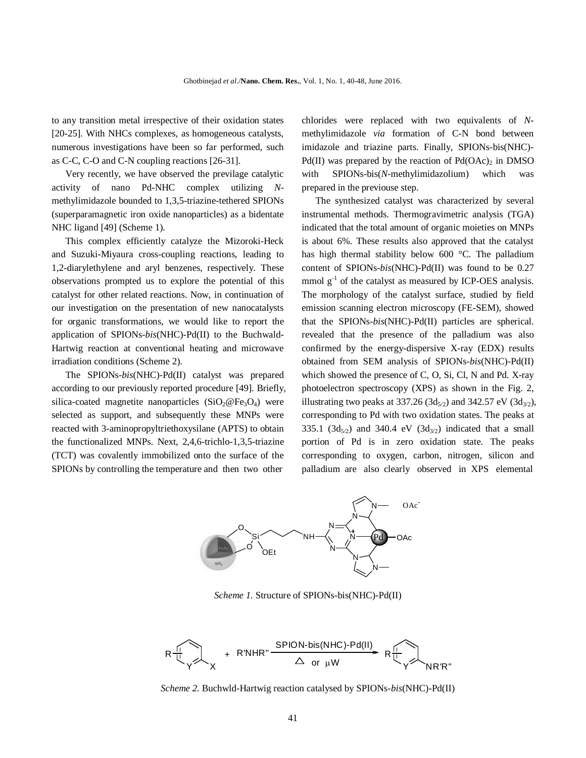to any transition metal irrespective of their oxidation states [20-25]. With NHCs complexes, as homogeneous catalysts, numerous investigations have been so far performed, such as C-C, C-O and C-N coupling reactions [26-31].

Very recently, we have observed the previlage catalytic activity of nano Pd-NHC complex utilizing *N*-methylimidazole bounded to 1,3,5-triazine-tethered SPIONs (superparamagnetic iron oxide nanoparticles) as a bidentate NHC ligand [49] (Scheme 1).

This complex efficiently catalyze the Mizoroki-Heck and Suzuki-Miyaura cross-coupling reactions, leading to 1,2-diarylethylene and aryl benzenes, respectively. These observations prompted us to explore the potential of this catalyst for other related reactions. Now, in continuation of our investigation on the presentation of new nanocatalysts for organic transformations, we would like to report the application of SPIONs-*bis*(NHC)-Pd(II) to the Buchwald-Hartwig reaction at conventional heating and microwave irradiation conditions (Scheme 2).

The SPIONs-*bis*(NHC)-Pd(II) catalyst was prepared according to our previously reported procedure [49]. Briefly, silica-coated magnetite nanoparticles ($SiO_2@Fe_3O_4$) were selected as support, and subsequently these MNPs were reacted with 3-aminopropyltriethoxysilane (APTS) to obtain the functionalized MNPs. Next, 2,4,6-trichlo-1,3,5-triazine (TCT) was covalently immobilized onto the surface of the SPIONs by controlling the temperature and then two other chlorides were replaced with two equivalents of *N*-methylimidazole *via* formation of C-N bond between imidazole and triazine parts. Finally, SPIONs-bis(NHC)-Pd(II) was prepared by the reaction of $Pd(OAc)_2$ in DMSO with SPIONs-bis(*N*-methylimidazolium) which was prepared in the previouse step.

The synthesized catalyst was characterized by several instrumental methods. Thermogravimetric analysis (TGA) indicated that the total amount of organic moieties on MNPs is about 6%. These results also approved that the catalyst has high thermal stability below 600 °C. The palladium content of SPIONs-*bis*(NHC)-Pd(II) was found to be 0.27 mmol $g^{-1}$ of the catalyst as measured by ICP-OES analysis. The morphology of the catalyst surface, studied by field emission scanning electron microscopy (FE-SEM), showed that the SPIONs-*bis*(NHC)-Pd(II) particles are spherical. revealed that the presence of the palladium was also confirmed by the energy-dispersive X-ray (EDX) results obtained from SEM analysis of SPIONs-*bis*(NHC)-Pd(II) which showed the presence of C, O, Si, Cl, N and Pd. X-ray photoelectron spectroscopy (XPS) as shown in the Fig. 2, illustrating two peaks at 337.26 ($3d_{5/2}$) and 342.57 eV ($3d_{3/2}$), corresponding to Pd with two oxidation states. The peaks at 335.1 ($3d_{5/2}$) and 340.4 eV ($3d_{3/2}$) indicated that a small portion of Pd is in zero oxidation state. The peaks corresponding to oxygen, carbon, nitrogen, silicon and palladium are also clearly observed in XPS elemental

*Scheme 1.* Structure of SPIONs-bis(NHC)-Pd(II)

*Scheme 2.* Buchwld-Hartwig reaction catalysed by SPIONs-*bis*(NHC)-Pd(II)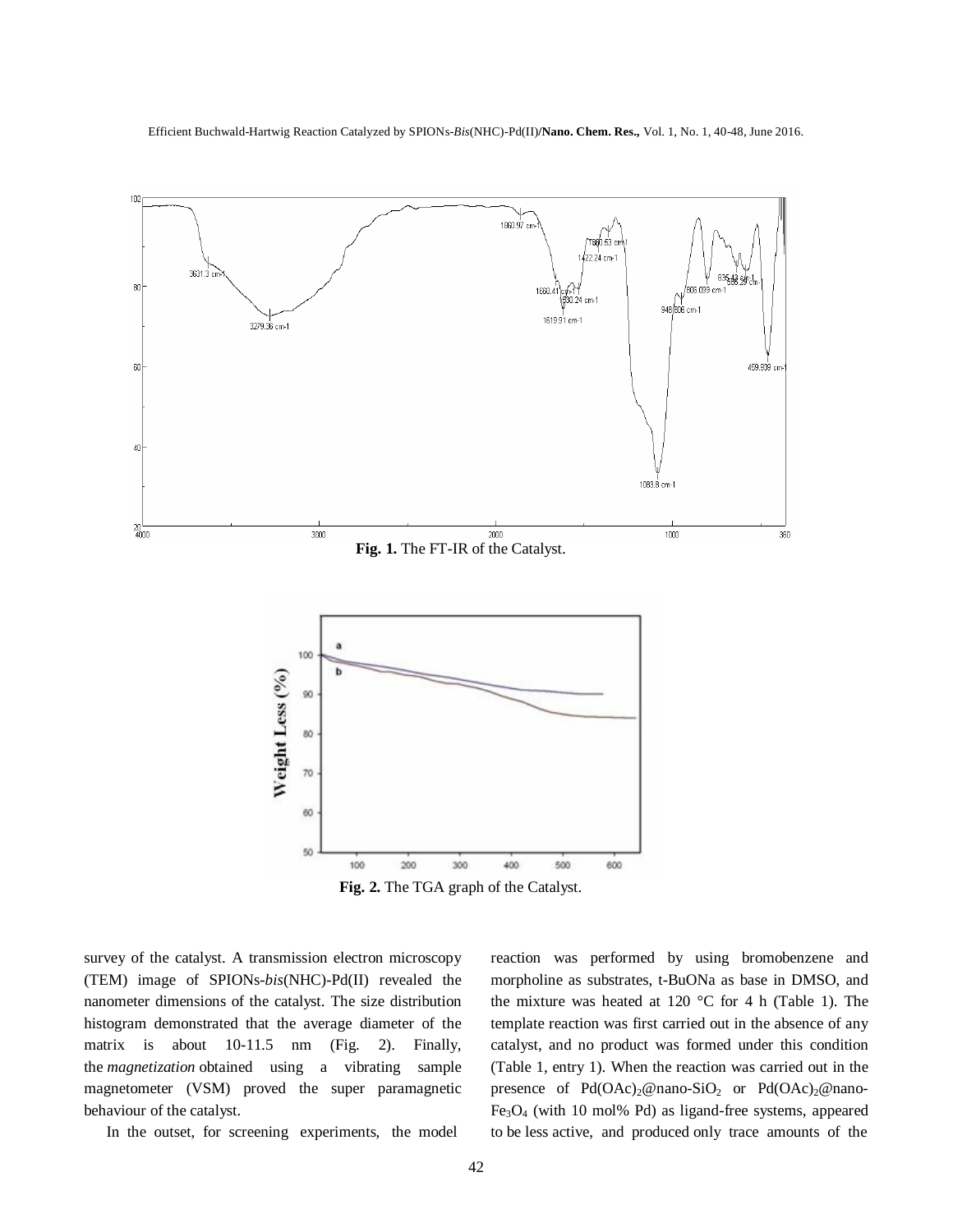**Fig. 1.** The FT-IR of the Catalyst.

**Fig. 2.** The TGA graph of the Catalyst.

survey of the catalyst. A transmission electron microscopy (TEM) image of SPIONs-*bis*(NHC)-Pd(II) revealed the nanometer dimensions of the catalyst. The size distribution histogram demonstrated that the average diameter of the matrix is about 10-11.5 nm (Fig. 2). Finally, the *magnetization* obtained using a vibrating sample magnetometer (VSM) proved the super paramagnetic behaviour of the catalyst.

In the outset, for screening experiments, the model reaction was performed by using bromobenzene and morpholine as substrates, t-BuONa as base in DMSO, and the mixture was heated at 120 °C for 4 h (Table 1). The template reaction was first carried out in the absence of any catalyst, and no product was formed under this condition (Table 1, entry 1). When the reaction was carried out in the presence of $Pd(OAc)_2$@nano-$SiO_2$ or $Pd(OAc)_2$@nano-$Fe_3O_4$ (with 10 mol% Pd) as ligand-free systems, appeared to be less active, and produced only trace amounts of the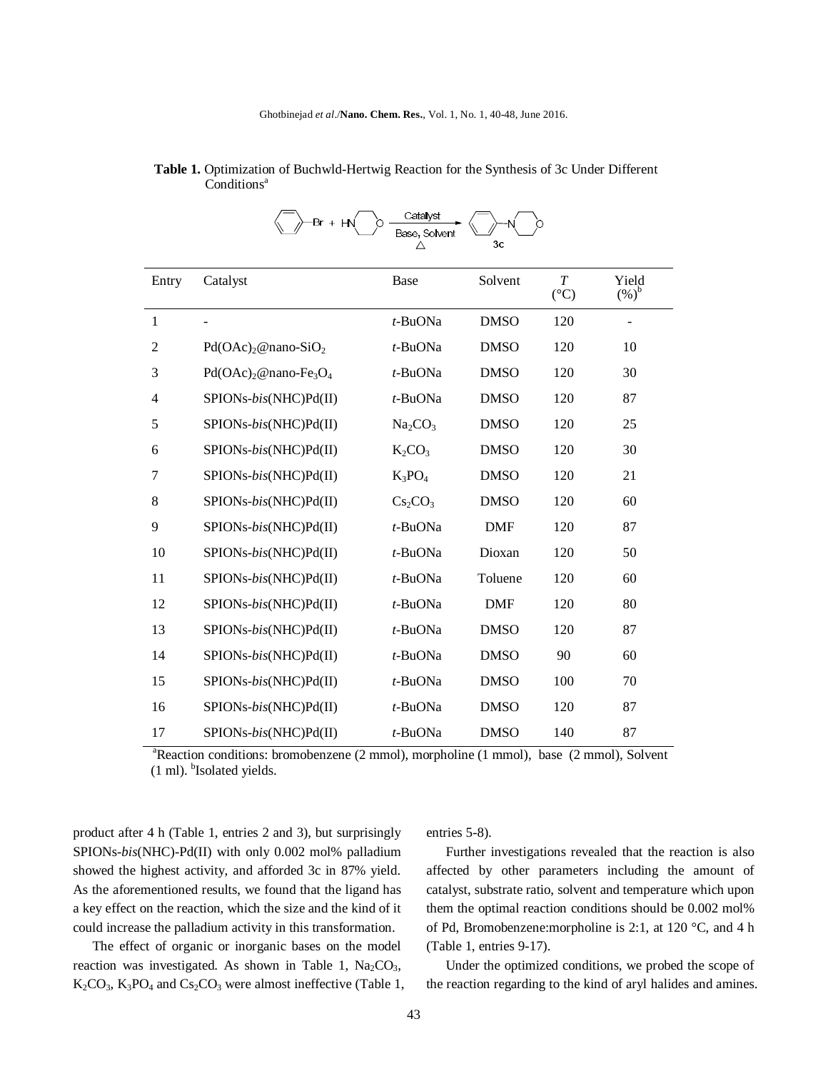**Table 1.** Optimization of Buchwld-Hertwig Reaction for the Synthesis of 3c Under Different Conditions[a]

| Entry | Catalyst | Base | Solvent | *T* (°C) | Yield (%)[b] |
|---|---|---|---|---|---|
| 1 | - | *t*-BuONa | DMSO | 120 | - |
| 2 | $Pd(OAc)_2$@nano-$SiO_2$ | *t*-BuONa | DMSO | 120 | 10 |
| 3 | $Pd(OAc)_2$@nano-$Fe_3O_4$ | *t*-BuONa | DMSO | 120 | 30 |
| 4 | SPIONs-*bis*(NHC)Pd(II) | *t*-BuONa | DMSO | 120 | 87 |
| 5 | SPIONs-*bis*(NHC)Pd(II) | $Na_2CO_3$ | DMSO | 120 | 25 |
| 6 | SPIONs-*bis*(NHC)Pd(II) | $K_2CO_3$ | DMSO | 120 | 30 |
| 7 | SPIONs-*bis*(NHC)Pd(II) | $K_3PO_4$ | DMSO | 120 | 21 |
| 8 | SPIONs-*bis*(NHC)Pd(II) | $Cs_2CO_3$ | DMSO | 120 | 60 |
| 9 | SPIONs-*bis*(NHC)Pd(II) | *t*-BuONa | DMF | 120 | 87 |
| 10 | SPIONs-*bis*(NHC)Pd(II) | *t*-BuONa | Dioxan | 120 | 50 |
| 11 | SPIONs-*bis*(NHC)Pd(II) | *t*-BuONa | Toluene | 120 | 60 |
| 12 | SPIONs-*bis*(NHC)Pd(II) | *t*-BuONa | DMF | 120 | 80 |
| 13 | SPIONs-*bis*(NHC)Pd(II) | *t*-BuONa | DMSO | 120 | 87 |
| 14 | SPIONs-*bis*(NHC)Pd(II) | *t*-BuONa | DMSO | 90 | 60 |
| 15 | SPIONs-*bis*(NHC)Pd(II) | *t*-BuONa | DMSO | 100 | 70 |
| 16 | SPIONs-*bis*(NHC)Pd(II) | *t*-BuONa | DMSO | 120 | 87 |
| 17 | SPIONs-*bis*(NHC)Pd(II) | *t*-BuONa | DMSO | 140 | 87 |

[a]Reaction conditions: bromobenzene (2 mmol), morpholine (1 mmol), base (2 mmol), Solvent (1 ml). [b]Isolated yields.

product after 4 h (Table 1, entries 2 and 3), but surprisingly SPIONs-*bis*(NHC)-Pd(II) with only 0.002 mol% palladium showed the highest activity, and afforded 3c in 87% yield. As the aforementioned results, we found that the ligand has a key effect on the reaction, which the size and the kind of it could increase the palladium activity in this transformation.

The effect of organic or inorganic bases on the model reaction was investigated. As shown in Table 1, $Na_2CO_3$, $K_2CO_3$, $K_3PO_4$ and $Cs_2CO_3$ were almost ineffective (Table 1, entries 5-8).

Further investigations revealed that the reaction is also affected by other parameters including the amount of catalyst, substrate ratio, solvent and temperature which upon them the optimal reaction conditions should be 0.002 mol% of Pd, Bromobenzene:morpholine is 2:1, at 120 °C, and 4 h (Table 1, entries 9-17).

Under the optimized conditions, we probed the scope of the reaction regarding to the kind of aryl halides and amines.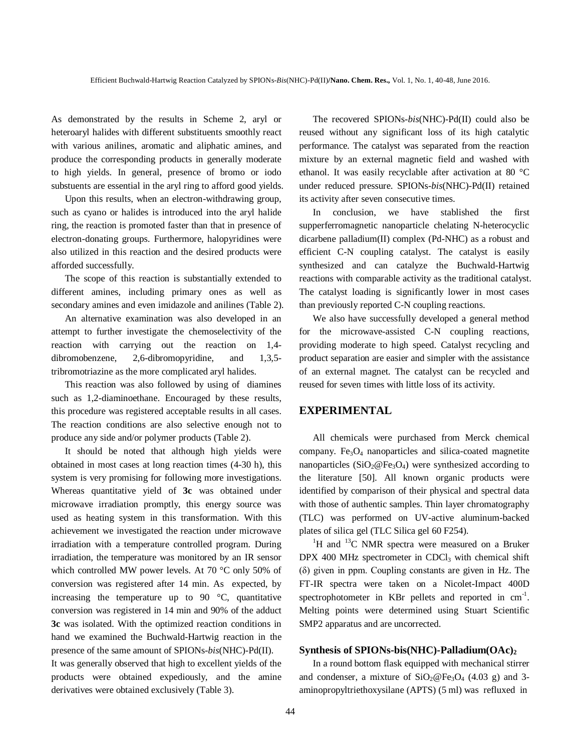As demonstrated by the results in Scheme 2, aryl or heteroaryl halides with different substituents smoothly react with various anilines, aromatic and aliphatic amines, and produce the corresponding products in generally moderate to high yields. In general, presence of bromo or iodo substuents are essential in the aryl ring to afford good yields.

Upon this results, when an electron-withdrawing group, such as cyano or halides is introduced into the aryl halide ring, the reaction is promoted faster than that in presence of electron-donating groups. Furthermore, halopyridines were also utilized in this reaction and the desired products were afforded successfully.

The scope of this reaction is substantially extended to different amines, including primary ones as well as secondary amines and even imidazole and anilines (Table 2).

An alternative examination was also developed in an attempt to further investigate the chemoselectivity of the reaction with carrying out the reaction on 1,4-dibromobenzene, 2,6-dibromopyridine, and 1,3,5-tribromotriazine as the more complicated aryl halides.

This reaction was also followed by using of diamines such as 1,2-diaminoethane. Encouraged by these results, this procedure was registered acceptable results in all cases. The reaction conditions are also selective enough not to produce any side and/or polymer products (Table 2).

It should be noted that although high yields were obtained in most cases at long reaction times (4-30 h), this system is very promising for following more investigations. Whereas quantitative yield of **3c** was obtained under microwave irradiation promptly, this energy source was used as heating system in this transformation. With this achievement we investigated the reaction under microwave irradiation with a temperature controlled program. During irradiation, the temperature was monitored by an IR sensor which controlled MW power levels. At 70 °C only 50% of conversion was registered after 14 min. As expected, by increasing the temperature up to 90 °C, quantitative conversion was registered in 14 min and 90% of the adduct **3c** was isolated. With the optimized reaction conditions in hand we examined the Buchwald-Hartwig reaction in the presence of the same amount of SPIONs-*bis*(NHC)-Pd(II). It was generally observed that high to excellent yields of the products were obtained expediously, and the amine derivatives were obtained exclusively (Table 3).

The recovered SPIONs-*bis*(NHC)-Pd(II) could also be reused without any significant loss of its high catalytic performance. The catalyst was separated from the reaction mixture by an external magnetic field and washed with ethanol. It was easily recyclable after activation at 80 °C under reduced pressure. SPIONs-*bis*(NHC)-Pd(II) retained its activity after seven consecutive times.

In conclusion, we have stablished the first supperferromagnetic nanoparticle chelating N-heterocyclic dicarbene palladium(II) complex (Pd-NHC) as a robust and efficient C-N coupling catalyst. The catalyst is easily synthesized and can catalyze the Buchwald-Hartwig reactions with comparable activity as the traditional catalyst. The catalyst loading is significantly lower in most cases than previously reported C-N coupling reactions.

We also have successfully developed a general method for the microwave-assisted C-N coupling reactions, providing moderate to high speed. Catalyst recycling and product separation are easier and simpler with the assistance of an external magnet. The catalyst can be recycled and reused for seven times with little loss of its activity.

## EXPERIMENTAL

All chemicals were purchased from Merck chemical company. $Fe_3O_4$ nanoparticles and silica-coated magnetite nanoparticles ($SiO_2@Fe_3O_4$) were synthesized according to the literature [50]. All known organic products were identified by comparison of their physical and spectral data with those of authentic samples. Thin layer chromatography (TLC) was performed on UV-active aluminum-backed plates of silica gel (TLC Silica gel 60 F254).

$^1H$ and $^{13}C$ NMR spectra were measured on a Bruker DPX 400 MHz spectrometer in $CDCl_3$ with chemical shift (δ) given in ppm. Coupling constants are given in Hz. The FT-IR spectra were taken on a Nicolet-Impact 400D spectrophotometer in KBr pellets and reported in $cm^{-1}$. Melting points were determined using Stuart Scientific SMP2 apparatus and are uncorrected.

### Synthesis of SPIONs-bis(NHC)-Palladium(OAc)$_2$

In a round bottom flask equipped with mechanical stirrer and condenser, a mixture of $SiO_2@Fe_3O_4$ (4.03 g) and 3-aminopropyltriethoxysilane (APTS) (5 ml) was refluxed in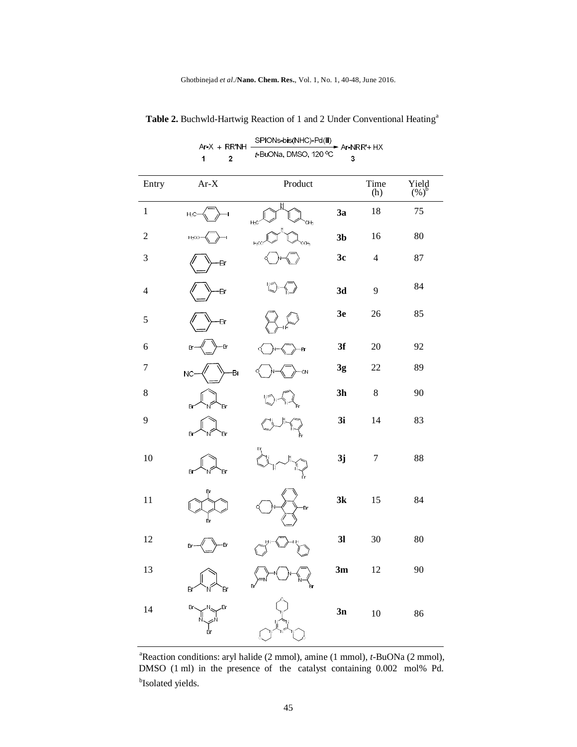**Table 2.** Buchwld-Hartwig Reaction of 1 and 2 Under Conventional Heating[a]

$$\underset{\mathbf{1}}{\text{Ar-X}} + \underset{\mathbf{2}}{\text{RR'NH}} \xrightarrow[t\text{-BuONa, DMSO, 120 °C}]{\text{SPIONs-bis(NHC)-Pd(II)}} \underset{\mathbf{3}}{\text{Ar-NRR'}} + \text{HX}$$

| Entry | Ar-X | Product | | Time (h) | Yield (%)[b] |
|---|---|---|---|---|---|
| 1 | | | **3a** | 18 | 75 |
| 2 | | | **3b** | 16 | 80 |
| 3 | | | **3c** | 4 | 87 |
| 4 | | | **3d** | 9 | 84 |
| 5 | | | **3e** | 26 | 85 |
| 6 | | | **3f** | 20 | 92 |
| 7 | | | **3g** | 22 | 89 |
| 8 | | | **3h** | 8 | 90 |
| 9 | | | **3i** | 14 | 83 |
| 10 | | | **3j** | 7 | 88 |
| 11 | | | **3k** | 15 | 84 |
| 12 | | | **3l** | 30 | 80 |
| 13 | | | **3m** | 12 | 90 |
| 14 | | | **3n** | 10 | 86 |

[a]Reaction conditions: aryl halide (2 mmol), amine (1 mmol), *t*-BuONa (2 mmol), DMSO (1 ml) in the presence of the catalyst containing 0.002 mol% Pd. [b]Isolated yields.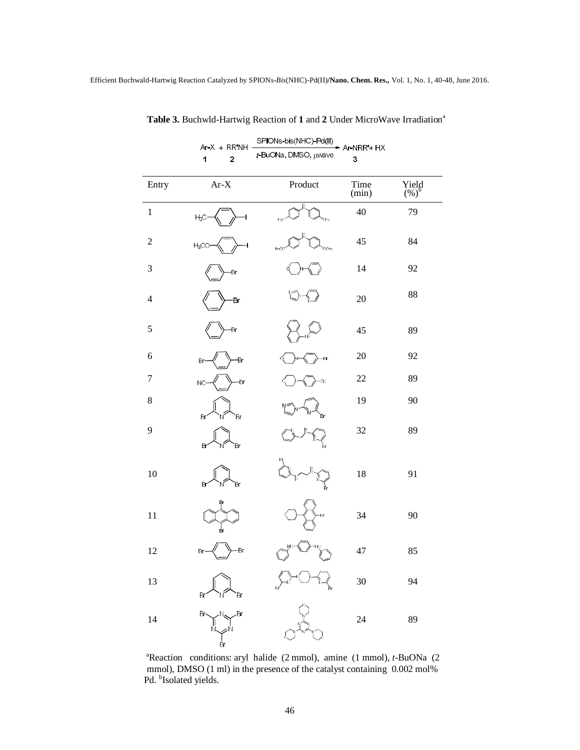**Table 3.** Buchwld-Hartwig Reaction of **1** and **2** Under MicroWave Irradiation[a]

$$\text{Ar-X} + \text{RR'NH} \xrightarrow[\textit{t}\text{-BuONa, DMSO, }\mu\text{wave}]{\text{SPIONs-bis(NHC)-Pd(II)}} \text{Ar-NRR'} + \text{HX}$$

(**1**: Ar-X; **2**: RR'NH; **3**: Ar-NRR')

| Entry | Ar-X | Product | Time (min) | Yield (%)[b] |
|---|---|---|---|---|
| 1 | $H_3C$–C$_6$H$_4$–I | | 40 | 79 |
| 2 | $H_3CO$–C$_6$H$_4$–I | | 45 | 84 |
| 3 | C$_6$H$_5$–Br | | 14 | 92 |
| 4 | C$_6$H$_5$–Br | | 20 | 88 |
| 5 | C$_6$H$_5$–Br | | 45 | 89 |
| 6 | Br–C$_6$H$_4$–Br | | 20 | 92 |
| 7 | NC–C$_6$H$_4$–Br | | 22 | 89 |
| 8 | 2,6-dibromopyridine | | 19 | 90 |
| 9 | 2,6-dibromopyridine | | 32 | 89 |
| 10 | 2,6-dibromopyridine | | 18 | 91 |
| 11 | 9,10-dibromoanthracene | | 34 | 90 |
| 12 | Br–C$_6$H$_4$–Br | | 47 | 85 |
| 13 | 2,6-dibromopyridine | | 30 | 94 |
| 14 | 2,4,6-tribromo-1,3,5-triazine | | 24 | 89 |

[a]Reaction conditions: aryl halide (2 mmol), amine (1 mmol), *t*-BuONa (2 mmol), DMSO (1 ml) in the presence of the catalyst containing 0.002 mol% Pd. [b]Isolated yields.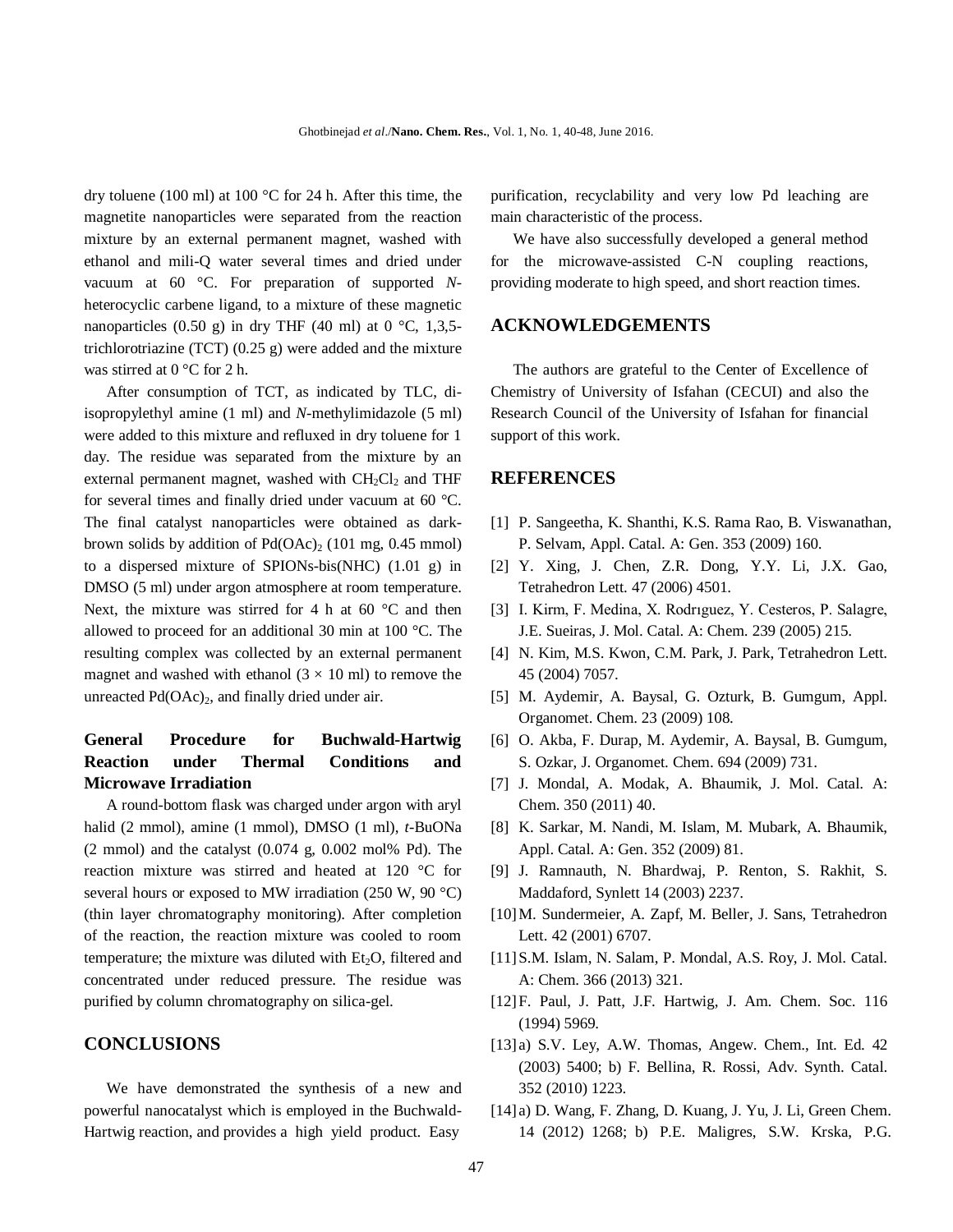dry toluene (100 ml) at 100 °C for 24 h. After this time, the magnetite nanoparticles were separated from the reaction mixture by an external permanent magnet, washed with ethanol and mili-Q water several times and dried under vacuum at 60 °C. For preparation of supported *N*-heterocyclic carbene ligand, to a mixture of these magnetic nanoparticles (0.50 g) in dry THF (40 ml) at 0 °C, 1,3,5-trichlorotriazine (TCT) (0.25 g) were added and the mixture was stirred at 0 °C for 2 h.

After consumption of TCT, as indicated by TLC, di-isopropylethyl amine (1 ml) and *N*-methylimidazole (5 ml) were added to this mixture and refluxed in dry toluene for 1 day. The residue was separated from the mixture by an external permanent magnet, washed with $CH_2Cl_2$ and THF for several times and finally dried under vacuum at 60 °C. The final catalyst nanoparticles were obtained as dark-brown solids by addition of $Pd(OAc)_2$ (101 mg, 0.45 mmol) to a dispersed mixture of SPIONs-bis(NHC) (1.01 g) in DMSO (5 ml) under argon atmosphere at room temperature. Next, the mixture was stirred for 4 h at 60 °C and then allowed to proceed for an additional 30 min at 100 °C. The resulting complex was collected by an external permanent magnet and washed with ethanol ($3 \times 10$ ml) to remove the unreacted $Pd(OAc)_2$, and finally dried under air.

### General Procedure for Buchwald-Hartwig Reaction under Thermal Conditions and Microwave Irradiation

A round-bottom flask was charged under argon with aryl halid (2 mmol), amine (1 mmol), DMSO (1 ml), *t*-BuONa (2 mmol) and the catalyst (0.074 g, 0.002 mol% Pd). The reaction mixture was stirred and heated at 120 °C for several hours or exposed to MW irradiation (250 W, 90 °C) (thin layer chromatography monitoring). After completion of the reaction, the reaction mixture was cooled to room temperature; the mixture was diluted with $Et_2O$, filtered and concentrated under reduced pressure. The residue was purified by column chromatography on silica-gel.

## CONCLUSIONS

We have demonstrated the synthesis of a new and powerful nanocatalyst which is employed in the Buchwald-Hartwig reaction, and provides a high yield product. Easy purification, recyclability and very low Pd leaching are main characteristic of the process.

We have also successfully developed a general method for the microwave-assisted C-N coupling reactions, providing moderate to high speed, and short reaction times.

## ACKNOWLEDGEMENTS

The authors are grateful to the Center of Excellence of Chemistry of University of Isfahan (CECUI) and also the Research Council of the University of Isfahan for financial support of this work.

## REFERENCES

[1] P. Sangeetha, K. Shanthi, K.S. Rama Rao, B. Viswanathan, P. Selvam, Appl. Catal. A: Gen. 353 (2009) 160.

[2] Y. Xing, J. Chen, Z.R. Dong, Y.Y. Li, J.X. Gao, Tetrahedron Lett. 47 (2006) 4501.

[3] I. Kirm, F. Medina, X. Rodrıguez, Y. Cesteros, P. Salagre, J.E. Sueiras, J. Mol. Catal. A: Chem. 239 (2005) 215.

[4] N. Kim, M.S. Kwon, C.M. Park, J. Park, Tetrahedron Lett. 45 (2004) 7057.

[5] M. Aydemir, A. Baysal, G. Ozturk, B. Gumgum, Appl. Organomet. Chem. 23 (2009) 108.

[6] O. Akba, F. Durap, M. Aydemir, A. Baysal, B. Gumgum, S. Ozkar, J. Organomet. Chem. 694 (2009) 731.

[7] J. Mondal, A. Modak, A. Bhaumik, J. Mol. Catal. A: Chem. 350 (2011) 40.

[8] K. Sarkar, M. Nandi, M. Islam, M. Mubark, A. Bhaumik, Appl. Catal. A: Gen. 352 (2009) 81.

[9] J. Ramnauth, N. Bhardwaj, P. Renton, S. Rakhit, S. Maddaford, Synlett 14 (2003) 2237.

[10] M. Sundermeier, A. Zapf, M. Beller, J. Sans, Tetrahedron Lett. 42 (2001) 6707.

[11] S.M. Islam, N. Salam, P. Mondal, A.S. Roy, J. Mol. Catal. A: Chem. 366 (2013) 321.

[12] F. Paul, J. Patt, J.F. Hartwig, J. Am. Chem. Soc. 116 (1994) 5969.

[13] a) S.V. Ley, A.W. Thomas, Angew. Chem., Int. Ed. 42 (2003) 5400; b) F. Bellina, R. Rossi, Adv. Synth. Catal. 352 (2010) 1223.

[14] a) D. Wang, F. Zhang, D. Kuang, J. Yu, J. Li, Green Chem. 14 (2012) 1268; b) P.E. Maligres, S.W. Krska, P.G.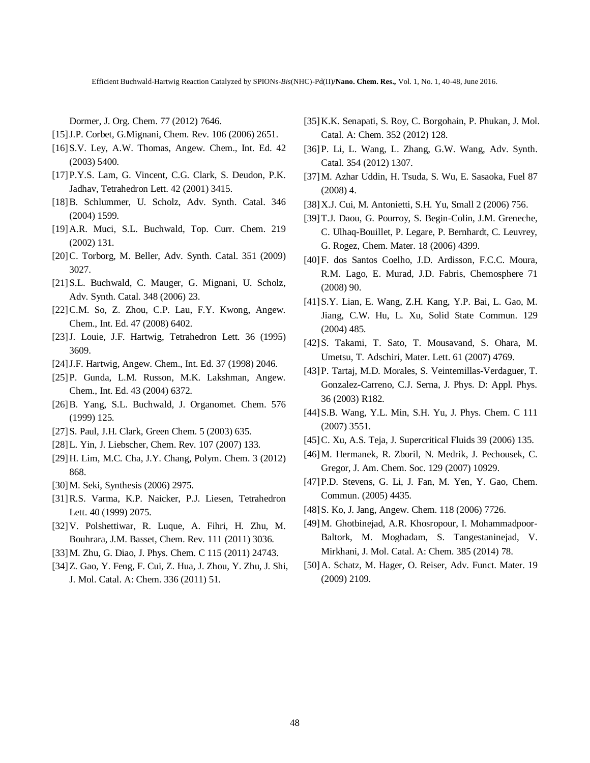Dormer, J. Org. Chem. 77 (2012) 7646.

[15] J.P. Corbet, G.Mignani, Chem. Rev. 106 (2006) 2651.

[16] S.V. Ley, A.W. Thomas, Angew. Chem., Int. Ed. 42 (2003) 5400.

[17] P.Y.S. Lam, G. Vincent, C.G. Clark, S. Deudon, P.K. Jadhav, Tetrahedron Lett. 42 (2001) 3415.

[18] B. Schlummer, U. Scholz, Adv. Synth. Catal. 346 (2004) 1599.

[19] A.R. Muci, S.L. Buchwald, Top. Curr. Chem. 219 (2002) 131.

[20] C. Torborg, M. Beller, Adv. Synth. Catal. 351 (2009) 3027.

[21] S.L. Buchwald, C. Mauger, G. Mignani, U. Scholz, Adv. Synth. Catal. 348 (2006) 23.

[22] C.M. So, Z. Zhou, C.P. Lau, F.Y. Kwong, Angew. Chem., Int. Ed. 47 (2008) 6402.

[23] J. Louie, J.F. Hartwig, Tetrahedron Lett. 36 (1995) 3609.

[24] J.F. Hartwig, Angew. Chem., Int. Ed. 37 (1998) 2046.

[25] P. Gunda, L.M. Russon, M.K. Lakshman, Angew. Chem., Int. Ed. 43 (2004) 6372.

[26] B. Yang, S.L. Buchwald, J. Organomet. Chem. 576 (1999) 125.

[27] S. Paul, J.H. Clark, Green Chem. 5 (2003) 635.

[28] L. Yin, J. Liebscher, Chem. Rev. 107 (2007) 133.

[29] H. Lim, M.C. Cha, J.Y. Chang, Polym. Chem. 3 (2012) 868.

[30] M. Seki, Synthesis (2006) 2975.

[31] R.S. Varma, K.P. Naicker, P.J. Liesen, Tetrahedron Lett. 40 (1999) 2075.

[32] V. Polshettiwar, R. Luque, A. Fihri, H. Zhu, M. Bouhrara, J.M. Basset, Chem. Rev. 111 (2011) 3036.

[33] M. Zhu, G. Diao, J. Phys. Chem. C 115 (2011) 24743.

[34] Z. Gao, Y. Feng, F. Cui, Z. Hua, J. Zhou, Y. Zhu, J. Shi, J. Mol. Catal. A: Chem. 336 (2011) 51.

[35] K.K. Senapati, S. Roy, C. Borgohain, P. Phukan, J. Mol. Catal. A: Chem. 352 (2012) 128.

[36] P. Li, L. Wang, L. Zhang, G.W. Wang, Adv. Synth. Catal. 354 (2012) 1307.

[37] M. Azhar Uddin, H. Tsuda, S. Wu, E. Sasaoka, Fuel 87 (2008) 4.

[38] X.J. Cui, M. Antonietti, S.H. Yu, Small 2 (2006) 756.

[39] T.J. Daou, G. Pourroy, S. Begin-Colin, J.M. Greneche, C. Ulhaq-Bouillet, P. Legare, P. Bernhardt, C. Leuvrey, G. Rogez, Chem. Mater. 18 (2006) 4399.

[40] F. dos Santos Coelho, J.D. Ardisson, F.C.C. Moura, R.M. Lago, E. Murad, J.D. Fabris, Chemosphere 71 (2008) 90.

[41] S.Y. Lian, E. Wang, Z.H. Kang, Y.P. Bai, L. Gao, M. Jiang, C.W. Hu, L. Xu, Solid State Commun. 129 (2004) 485.

[42] S. Takami, T. Sato, T. Mousavand, S. Ohara, M. Umetsu, T. Adschiri, Mater. Lett. 61 (2007) 4769.

[43] P. Tartaj, M.D. Morales, S. Veintemillas-Verdaguer, T. Gonzalez-Carreno, C.J. Serna, J. Phys. D: Appl. Phys. 36 (2003) R182.

[44] S.B. Wang, Y.L. Min, S.H. Yu, J. Phys. Chem. C 111 (2007) 3551.

[45] C. Xu, A.S. Teja, J. Supercritical Fluids 39 (2006) 135.

[46] M. Hermanek, R. Zboril, N. Medrik, J. Pechousek, C. Gregor, J. Am. Chem. Soc. 129 (2007) 10929.

[47] P.D. Stevens, G. Li, J. Fan, M. Yen, Y. Gao, Chem. Commun. (2005) 4435.

[48] S. Ko, J. Jang, Angew. Chem. 118 (2006) 7726.

[49] M. Ghotbinejad, A.R. Khosropour, I. Mohammadpoor-Baltork, M. Moghadam, S. Tangestaninejad, V. Mirkhani, J. Mol. Catal. A: Chem. 385 (2014) 78.

[50] A. Schatz, M. Hager, O. Reiser, Adv. Funct. Mater. 19 (2009) 2109.